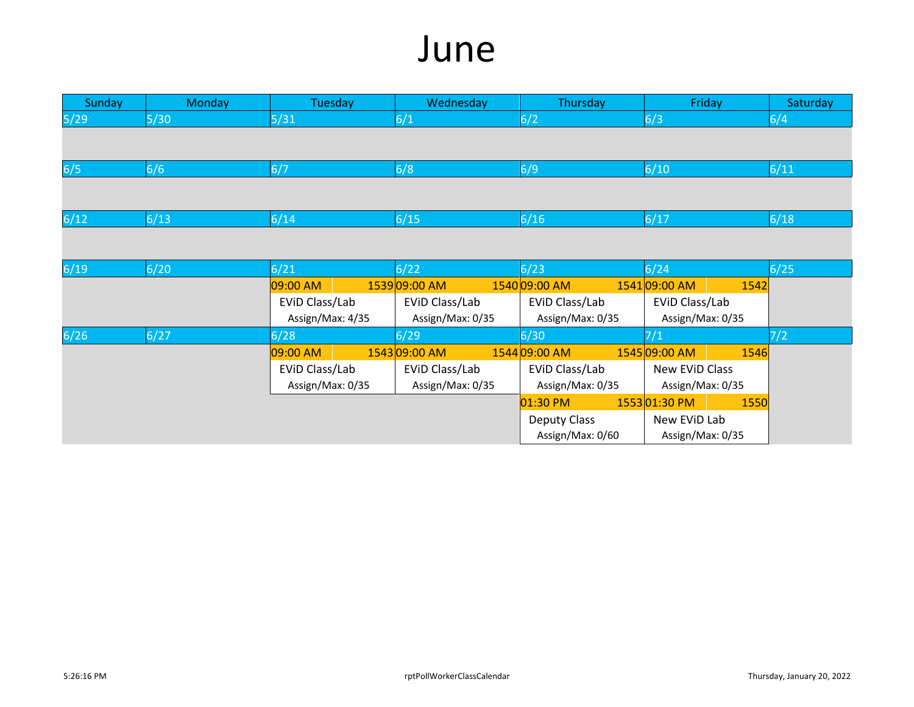# June

| Sunday | Monday | Tuesday | Wednesday | Thursday | Friday | Saturday |
|---|---|---|---|---|---|---|
| 5/29 | 5/30 | 5/31 | 6/1 | 6/2 | 6/3 | 6/4 |
| | | | | | | |
| 6/5 | 6/6 | 6/7 | 6/8 | 6/9 | 6/10 | 6/11 |
| | | | | | | |
| 6/12 | 6/13 | 6/14 | 6/15 | 6/16 | 6/17 | 6/18 |
| | | | | | | |
| 6/19 | 6/20 | 6/21 | 6/22 | 6/23 | 6/24 | 6/25 |
| | | 09:00 AM 1539<br>EViD Class/Lab<br>Assign/Max: 4/35 | 09:00 AM 1540<br>EViD Class/Lab<br>Assign/Max: 0/35 | 09:00 AM 1541<br>EViD Class/Lab<br>Assign/Max: 0/35 | 09:00 AM 1542<br>EViD Class/Lab<br>Assign/Max: 0/35 | |
| 6/26 | 6/27 | 6/28 | 6/29 | 6/30 | 7/1 | 7/2 |
| | | 09:00 AM 1543<br>EViD Class/Lab<br>Assign/Max: 0/35 | 09:00 AM 1544<br>EViD Class/Lab<br>Assign/Max: 0/35 | 09:00 AM 1545<br>EViD Class/Lab<br>Assign/Max: 0/35<br>01:30 PM 1553<br>Deputy Class<br>Assign/Max: 0/60 | 09:00 AM 1546<br>New EViD Class<br>Assign/Max: 0/35<br>01:30 PM 1550<br>New EViD Lab<br>Assign/Max: 0/35 | |

5:26:16 PM rptPollWorkerClassCalendar Thursday, January 20, 2022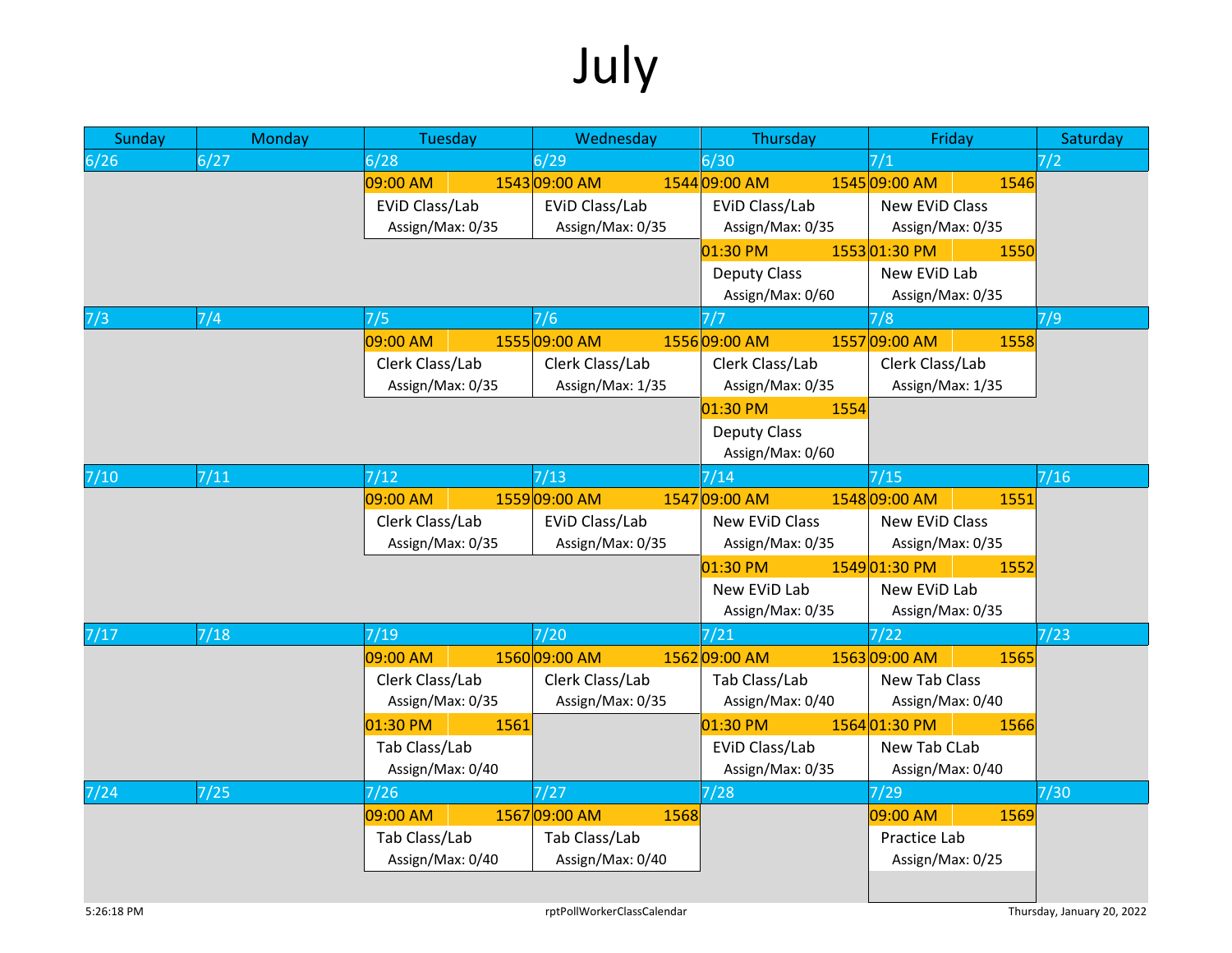# July

| Sunday | Monday | Tuesday | Wednesday | Thursday | Friday | Saturday |
|---|---|---|---|---|---|---|
| 6/26 | 6/27 | 6/28 | 6/29 | 6/30 | 7/1 | 7/2 |
| | | 09:00 AM 1543<br>EViD Class/Lab<br>Assign/Max: 0/35 | 09:00 AM 1544<br>EViD Class/Lab<br>Assign/Max: 0/35 | 09:00 AM 1545<br>EViD Class/Lab<br>Assign/Max: 0/35<br>01:30 PM 1553<br>Deputy Class<br>Assign/Max: 0/60 | 09:00 AM 1546<br>New EViD Class<br>Assign/Max: 0/35<br>01:30 PM 1550<br>New EViD Lab<br>Assign/Max: 0/35 | |
| 7/3 | 7/4 | 7/5 | 7/6 | 7/7 | 7/8 | 7/9 |
| | | 09:00 AM 1555<br>Clerk Class/Lab<br>Assign/Max: 0/35 | 09:00 AM 1556<br>Clerk Class/Lab<br>Assign/Max: 1/35 | 09:00 AM 1557<br>Clerk Class/Lab<br>Assign/Max: 0/35<br>01:30 PM 1554<br>Deputy Class<br>Assign/Max: 0/60 | 09:00 AM 1558<br>Clerk Class/Lab<br>Assign/Max: 1/35 | |
| 7/10 | 7/11 | 7/12 | 7/13 | 7/14 | 7/15 | 7/16 |
| | | 09:00 AM 1559<br>Clerk Class/Lab<br>Assign/Max: 0/35 | 09:00 AM 1547<br>EViD Class/Lab<br>Assign/Max: 0/35 | 09:00 AM 1548<br>New EViD Class<br>Assign/Max: 0/35<br>01:30 PM 1549<br>New EViD Lab<br>Assign/Max: 0/35 | 09:00 AM 1551<br>New EViD Class<br>Assign/Max: 0/35<br>01:30 PM 1552<br>New EViD Lab<br>Assign/Max: 0/35 | |
| 7/17 | 7/18 | 7/19 | 7/20 | 7/21 | 7/22 | 7/23 |
| | | 09:00 AM 1560<br>Clerk Class/Lab<br>Assign/Max: 0/35<br>01:30 PM 1561<br>Tab Class/Lab<br>Assign/Max: 0/40 | 09:00 AM 1562<br>Clerk Class/Lab<br>Assign/Max: 0/35 | 09:00 AM 1563<br>Tab Class/Lab<br>Assign/Max: 0/40<br>01:30 PM 1564<br>EViD Class/Lab<br>Assign/Max: 0/35 | 09:00 AM 1565<br>New Tab Class<br>Assign/Max: 0/40<br>01:30 PM 1566<br>New Tab CLab<br>Assign/Max: 0/40 | |
| 7/24 | 7/25 | 7/26 | 7/27 | 7/28 | 7/29 | 7/30 |
| | | 09:00 AM 1567<br>Tab Class/Lab<br>Assign/Max: 0/40 | 09:00 AM 1568<br>Tab Class/Lab<br>Assign/Max: 0/40 | | 09:00 AM 1569<br>Practice Lab<br>Assign/Max: 0/25 | |

5:26:18 PM rptPollWorkerClassCalendar Thursday, January 20, 2022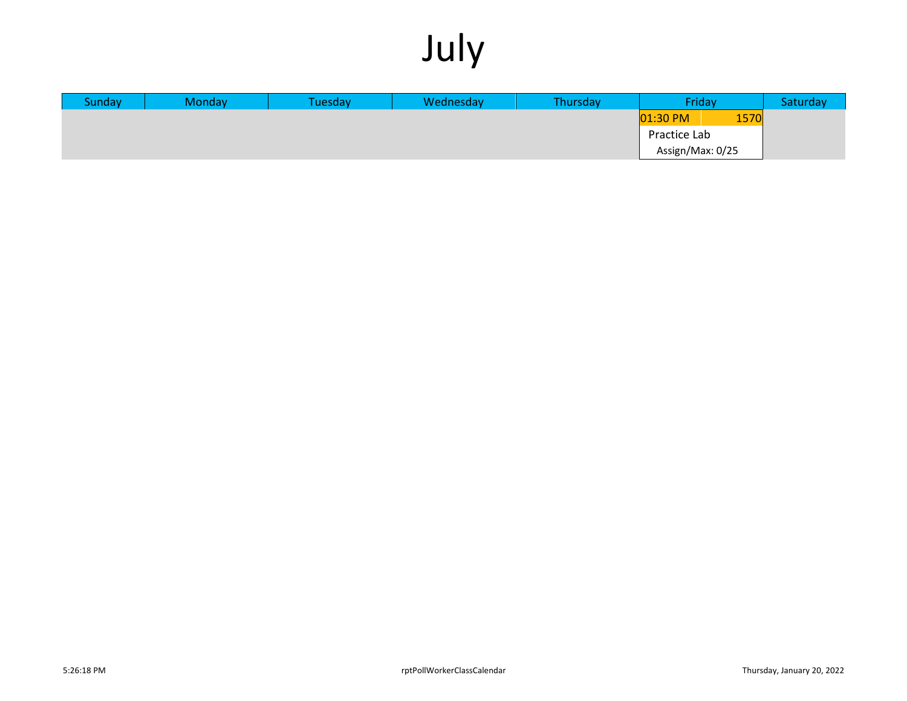# July

| Sunday | Monday | Tuesday | Wednesday | Thursday | Friday | Saturday |
|---|---|---|---|---|---|---|
| | | | | | 01:30 PM 1570<br>Practice Lab<br>Assign/Max: 0/25 | |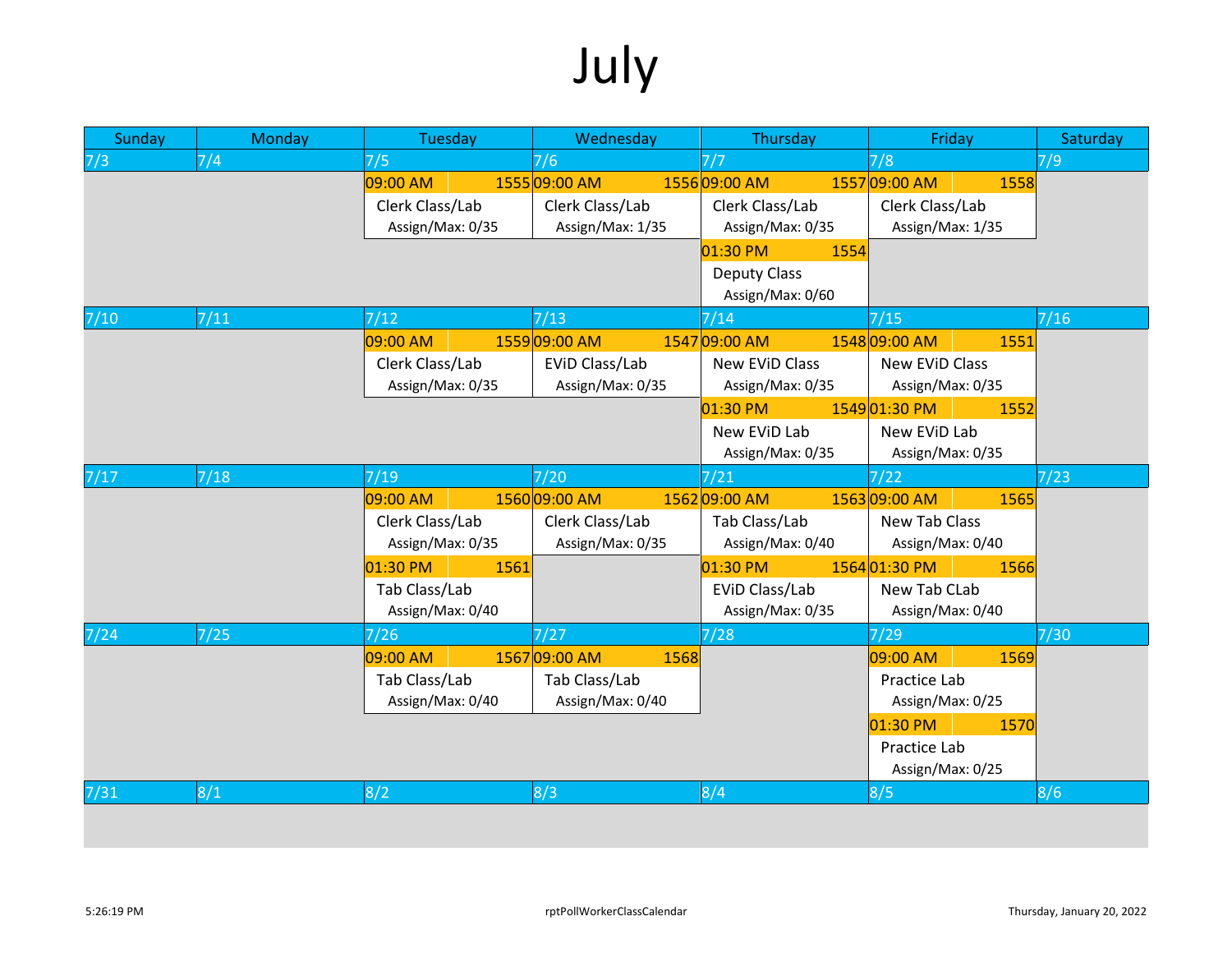# July

| Sunday | Monday | Tuesday | Wednesday | Thursday | Friday | Saturday |
|---|---|---|---|---|---|---|
| 7/3 | 7/4 | 7/5 | 7/6 | 7/7 | 7/8 | 7/9 |
| | | 09:00 AM 1555<br>Clerk Class/Lab<br>Assign/Max: 0/35 | 09:00 AM 1556<br>Clerk Class/Lab<br>Assign/Max: 1/35 | 09:00 AM 1557<br>Clerk Class/Lab<br>Assign/Max: 0/35<br>01:30 PM 1554<br>Deputy Class<br>Assign/Max: 0/60 | 09:00 AM 1558<br>Clerk Class/Lab<br>Assign/Max: 1/35 | |
| 7/10 | 7/11 | 7/12 | 7/13 | 7/14 | 7/15 | 7/16 |
| | | 09:00 AM 1559<br>Clerk Class/Lab<br>Assign/Max: 0/35 | 09:00 AM 1547<br>EViD Class/Lab<br>Assign/Max: 0/35 | 09:00 AM 1548<br>New EViD Class<br>Assign/Max: 0/35<br>01:30 PM 1549<br>New EViD Lab<br>Assign/Max: 0/35 | 09:00 AM 1551<br>New EViD Class<br>Assign/Max: 0/35<br>01:30 PM 1552<br>New EViD Lab<br>Assign/Max: 0/35 | |
| 7/17 | 7/18 | 7/19 | 7/20 | 7/21 | 7/22 | 7/23 |
| | | 09:00 AM 1560<br>Clerk Class/Lab<br>Assign/Max: 0/35<br>01:30 PM 1561<br>Tab Class/Lab<br>Assign/Max: 0/40 | 09:00 AM 1562<br>Clerk Class/Lab<br>Assign/Max: 0/35 | 09:00 AM 1563<br>Tab Class/Lab<br>Assign/Max: 0/40<br>01:30 PM 1564<br>EViD Class/Lab<br>Assign/Max: 0/35 | 09:00 AM 1565<br>New Tab Class<br>Assign/Max: 0/40<br>01:30 PM 1566<br>New Tab CLab<br>Assign/Max: 0/40 | |
| 7/24 | 7/25 | 7/26 | 7/27 | 7/28 | 7/29 | 7/30 |
| | | 09:00 AM 1567<br>Tab Class/Lab<br>Assign/Max: 0/40 | 09:00 AM 1568<br>Tab Class/Lab<br>Assign/Max: 0/40 | | 09:00 AM 1569<br>Practice Lab<br>Assign/Max: 0/25<br>01:30 PM 1570<br>Practice Lab<br>Assign/Max: 0/25 | |
| 7/31 | 8/1 | 8/2 | 8/3 | 8/4 | 8/5 | 8/6 |
| | | | | | | |

5:26:19 PM rptPollWorkerClassCalendar Thursday, January 20, 2022